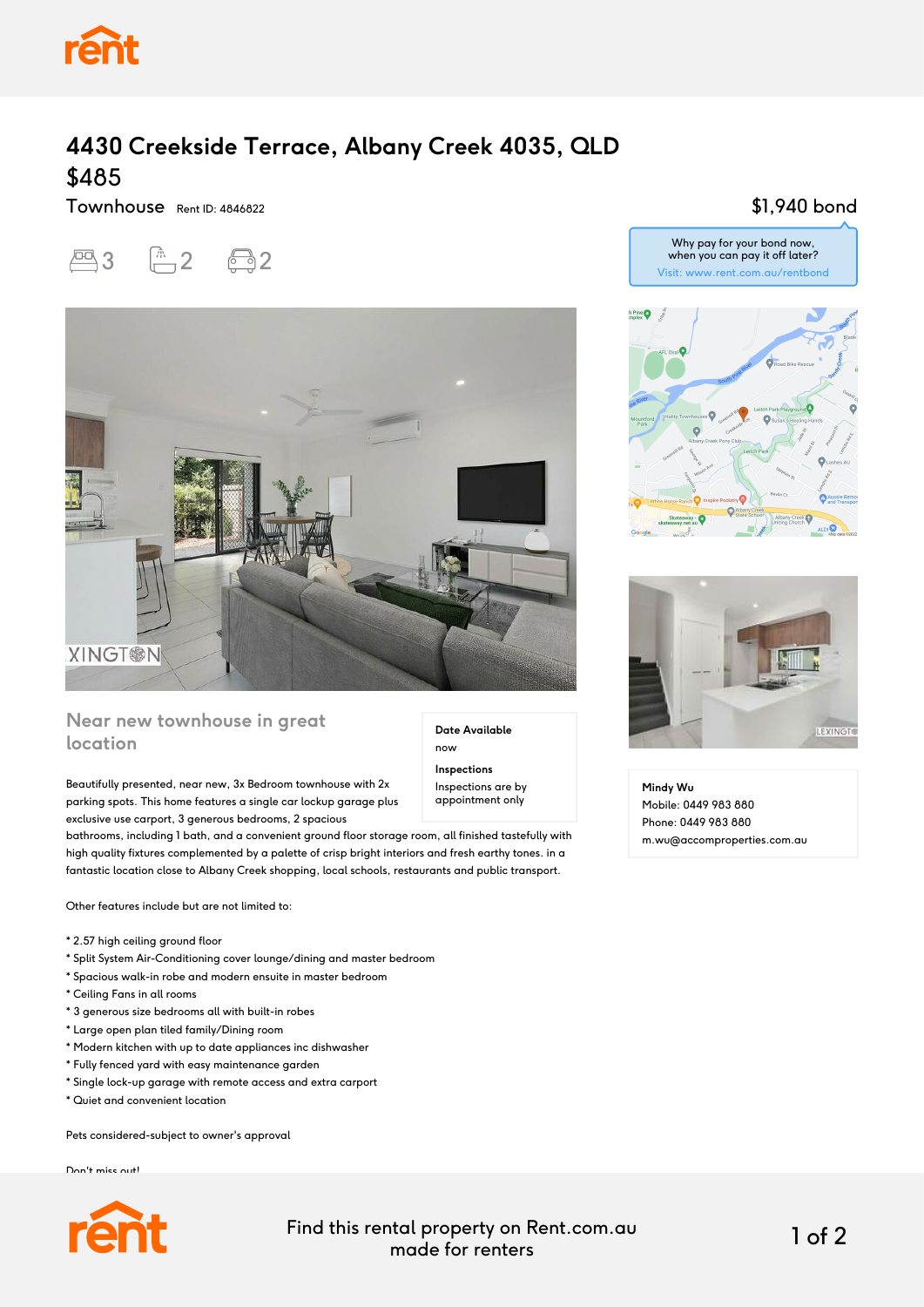# 4430 Creekside Terrace, Albany Creek 4035, QLD

## $485

Townhouse Rent ID: 4846822

3 bedrooms 2 bathrooms 2 parking

$1,940 bond

Why pay for your bond now, when you can pay it off later?
Visit: www.rent.com.au/rentbond

## Near new townhouse in great location

**Date Available**
now

**Inspections**
Inspections are by appointment only

Beautifully presented, near new, 3x Bedroom townhouse with 2x parking spots. This home features a single car lockup garage plus exclusive use carport, 3 generous bedrooms, 2 spacious bathrooms, including 1 bath, and a convenient ground floor storage room, all finished tastefully with high quality fixtures complemented by a palette of crisp bright interiors and fresh earthy tones. in a fantastic location close to Albany Creek shopping, local schools, restaurants and public transport.

Other features include but are not limited to:

* 2.57 high ceiling ground floor
* Split System Air-Conditioning cover lounge/dining and master bedroom
* Spacious walk-in robe and modern ensuite in master bedroom
* Ceiling Fans in all rooms
* 3 generous size bedrooms all with built-in robes
* Large open plan tiled family/Dining room
* Modern kitchen with up to date appliances inc dishwasher
* Fully fenced yard with easy maintenance garden
* Single lock-up garage with remote access and extra carport
* Quiet and convenient location

Pets considered-subject to owner's approval

Don't miss out!

**Mindy Wu**
Mobile: 0449 983 880
Phone: 0449 983 880
m.wu@accomproperties.com.au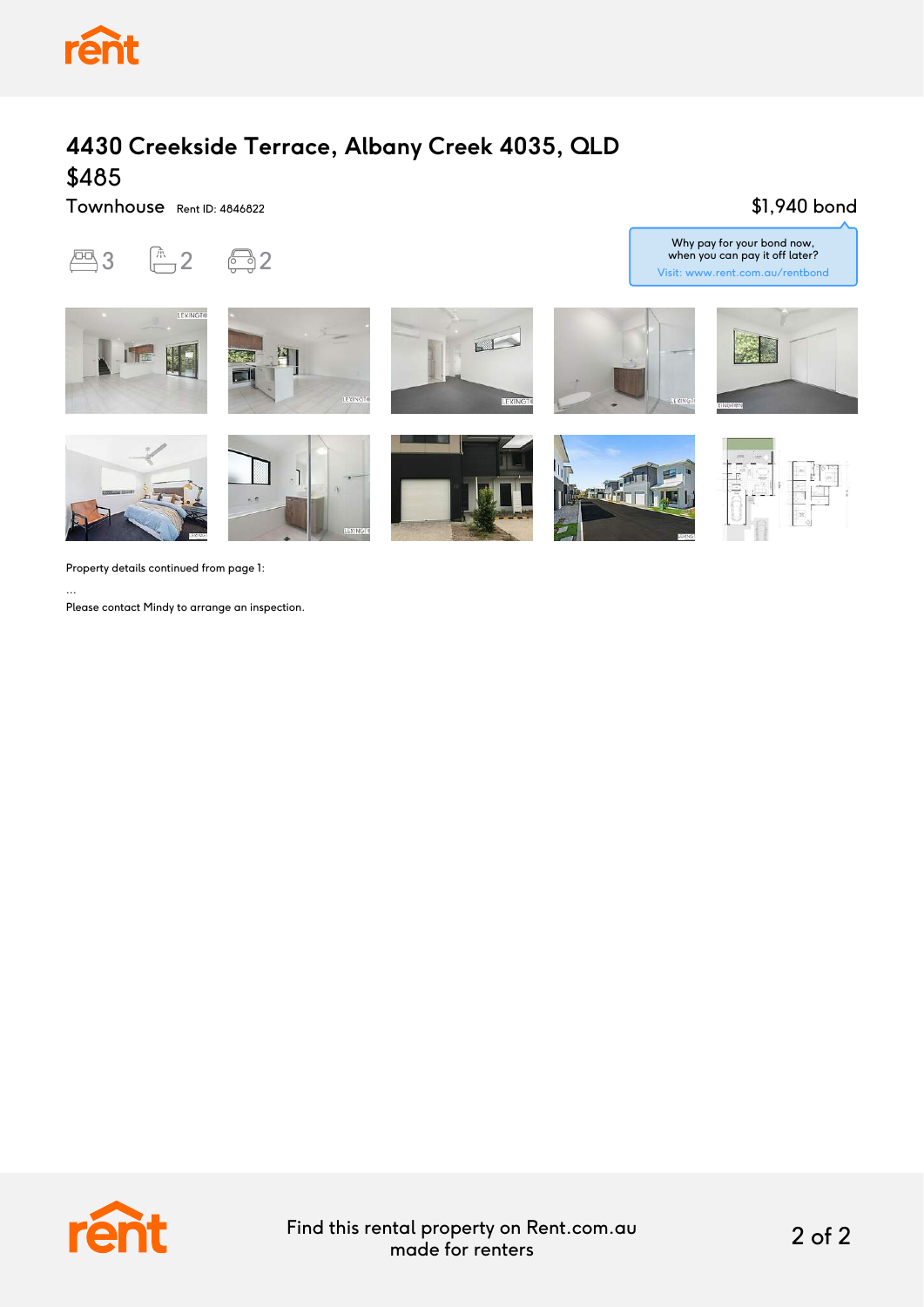# 4430 Creekside Terrace, Albany Creek 4035, QLD

## $485

Townhouse Rent ID: 4846822

$1,940 bond

Why pay for your bond now, when you can pay it off later?
Visit: www.rent.com.au/rentbond

3 2 2

Property details continued from page 1:

...

Please contact Mindy to arrange an inspection.

Find this rental property on Rent.com.au made for renters